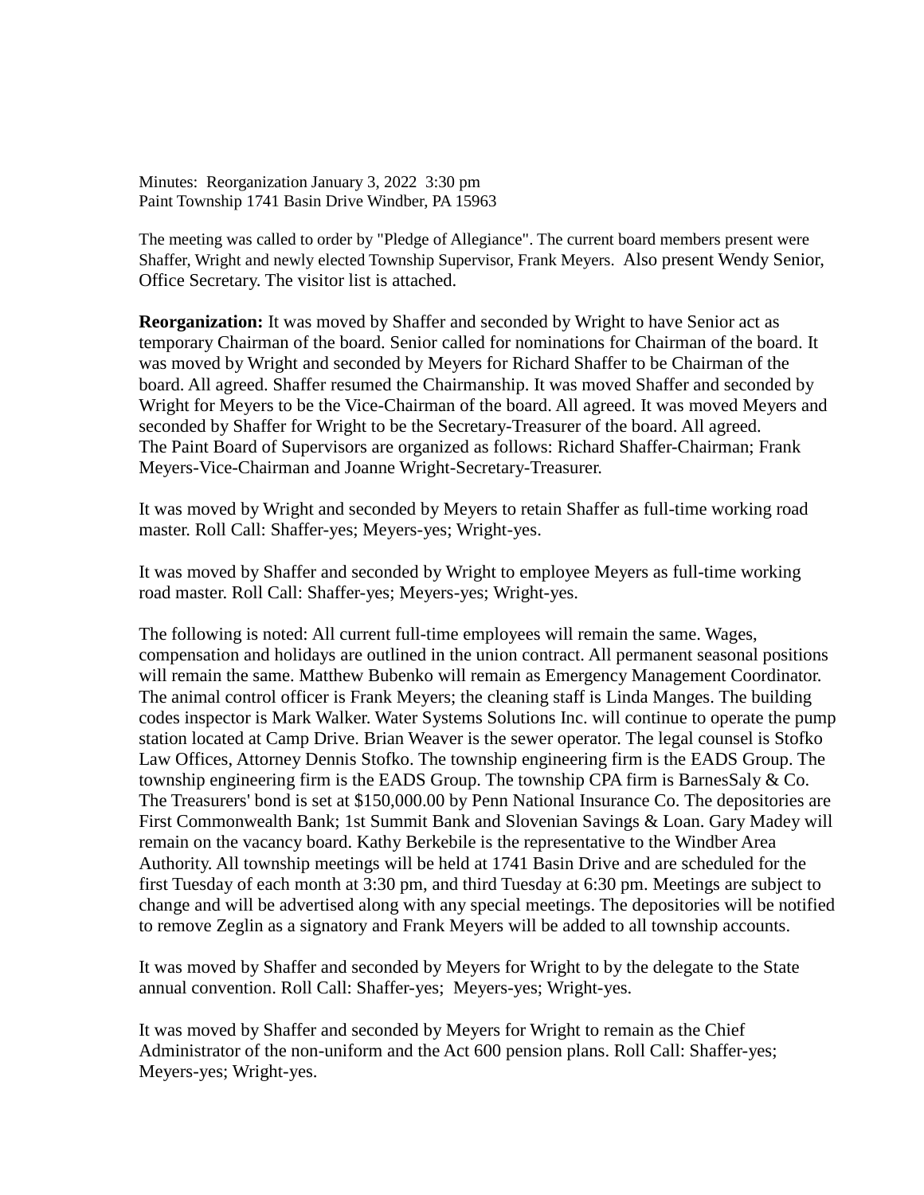Minutes: Reorganization January 3, 2022 3:30 pm
Paint Township 1741 Basin Drive Windber, PA 15963

The meeting was called to order by "Pledge of Allegiance". The current board members present were Shaffer, Wright and newly elected Township Supervisor, Frank Meyers. Also present Wendy Senior, Office Secretary. The visitor list is attached.

**Reorganization:** It was moved by Shaffer and seconded by Wright to have Senior act as temporary Chairman of the board. Senior called for nominations for Chairman of the board. It was moved by Wright and seconded by Meyers for Richard Shaffer to be Chairman of the board. All agreed. Shaffer resumed the Chairmanship. It was moved Shaffer and seconded by Wright for Meyers to be the Vice-Chairman of the board. All agreed. It was moved Meyers and seconded by Shaffer for Wright to be the Secretary-Treasurer of the board. All agreed. The Paint Board of Supervisors are organized as follows: Richard Shaffer-Chairman; Frank Meyers-Vice-Chairman and Joanne Wright-Secretary-Treasurer.

It was moved by Wright and seconded by Meyers to retain Shaffer as full-time working road master. Roll Call: Shaffer-yes; Meyers-yes; Wright-yes.

It was moved by Shaffer and seconded by Wright to employee Meyers as full-time working road master. Roll Call: Shaffer-yes; Meyers-yes; Wright-yes.

The following is noted: All current full-time employees will remain the same. Wages, compensation and holidays are outlined in the union contract. All permanent seasonal positions will remain the same. Matthew Bubenko will remain as Emergency Management Coordinator. The animal control officer is Frank Meyers; the cleaning staff is Linda Manges. The building codes inspector is Mark Walker. Water Systems Solutions Inc. will continue to operate the pump station located at Camp Drive. Brian Weaver is the sewer operator. The legal counsel is Stofko Law Offices, Attorney Dennis Stofko. The township engineering firm is the EADS Group. The township engineering firm is the EADS Group. The township CPA firm is BarnesSaly & Co. The Treasurers' bond is set at $150,000.00 by Penn National Insurance Co. The depositories are First Commonwealth Bank; 1st Summit Bank and Slovenian Savings & Loan. Gary Madey will remain on the vacancy board. Kathy Berkebile is the representative to the Windber Area Authority. All township meetings will be held at 1741 Basin Drive and are scheduled for the first Tuesday of each month at 3:30 pm, and third Tuesday at 6:30 pm. Meetings are subject to change and will be advertised along with any special meetings. The depositories will be notified to remove Zeglin as a signatory and Frank Meyers will be added to all township accounts.

It was moved by Shaffer and seconded by Meyers for Wright to by the delegate to the State annual convention. Roll Call: Shaffer-yes; Meyers-yes; Wright-yes.

It was moved by Shaffer and seconded by Meyers for Wright to remain as the Chief Administrator of the non-uniform and the Act 600 pension plans. Roll Call: Shaffer-yes; Meyers-yes; Wright-yes.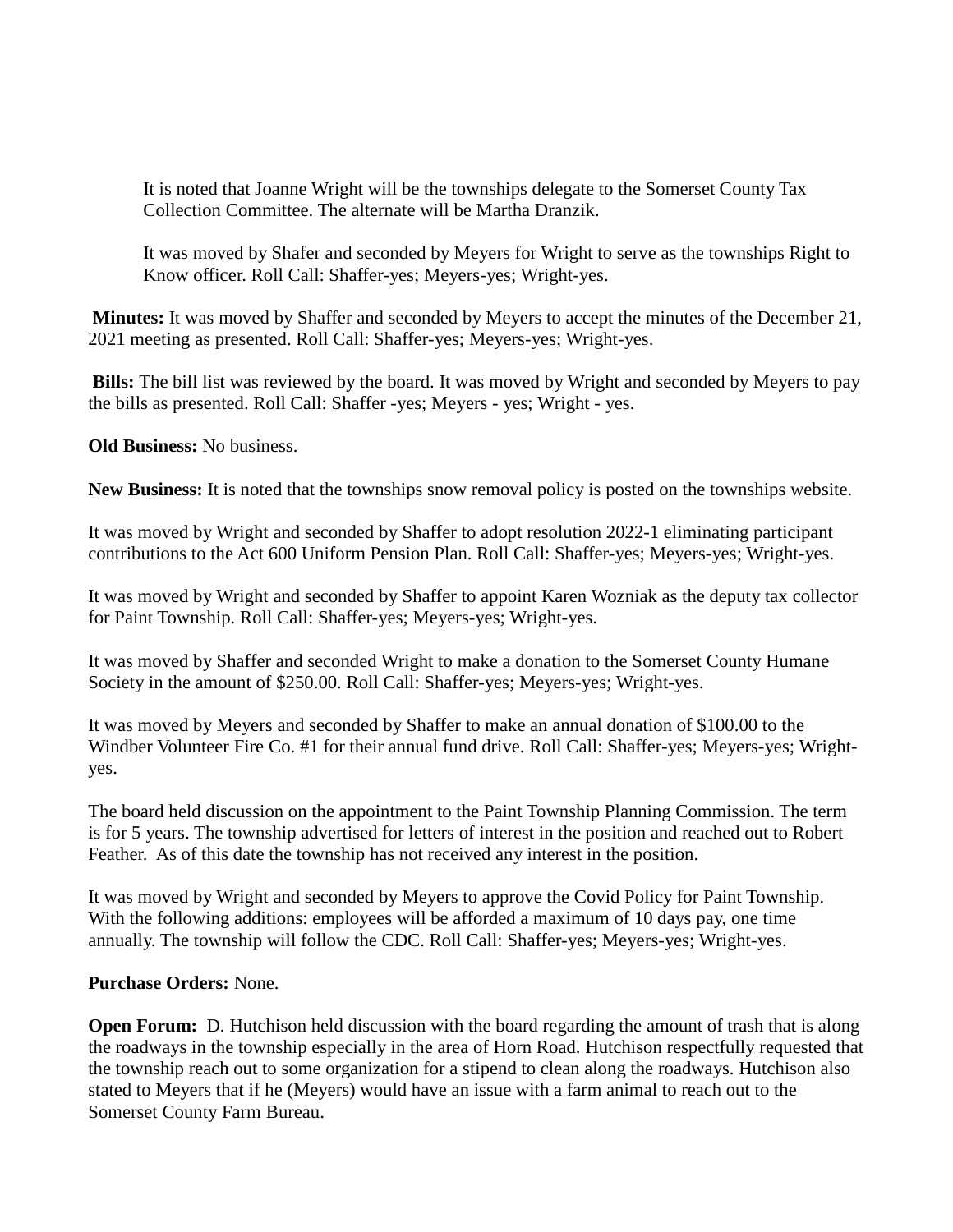It is noted that Joanne Wright will be the townships delegate to the Somerset County Tax Collection Committee. The alternate will be Martha Dranzik.

It was moved by Shafer and seconded by Meyers for Wright to serve as the townships Right to Know officer. Roll Call: Shaffer-yes; Meyers-yes; Wright-yes.

**Minutes:** It was moved by Shaffer and seconded by Meyers to accept the minutes of the December 21, 2021 meeting as presented. Roll Call: Shaffer-yes; Meyers-yes; Wright-yes.

**Bills:** The bill list was reviewed by the board. It was moved by Wright and seconded by Meyers to pay the bills as presented. Roll Call: Shaffer -yes; Meyers - yes; Wright - yes.

**Old Business:** No business.

**New Business:** It is noted that the townships snow removal policy is posted on the townships website.

It was moved by Wright and seconded by Shaffer to adopt resolution 2022-1 eliminating participant contributions to the Act 600 Uniform Pension Plan. Roll Call: Shaffer-yes; Meyers-yes; Wright-yes.

It was moved by Wright and seconded by Shaffer to appoint Karen Wozniak as the deputy tax collector for Paint Township. Roll Call: Shaffer-yes; Meyers-yes; Wright-yes.

It was moved by Shaffer and seconded Wright to make a donation to the Somerset County Humane Society in the amount of $250.00. Roll Call: Shaffer-yes; Meyers-yes; Wright-yes.

It was moved by Meyers and seconded by Shaffer to make an annual donation of $100.00 to the Windber Volunteer Fire Co. #1 for their annual fund drive. Roll Call: Shaffer-yes; Meyers-yes; Wright-yes.

The board held discussion on the appointment to the Paint Township Planning Commission. The term is for 5 years. The township advertised for letters of interest in the position and reached out to Robert Feather. As of this date the township has not received any interest in the position.

It was moved by Wright and seconded by Meyers to approve the Covid Policy for Paint Township. With the following additions: employees will be afforded a maximum of 10 days pay, one time annually. The township will follow the CDC. Roll Call: Shaffer-yes; Meyers-yes; Wright-yes.

**Purchase Orders:** None.

**Open Forum:** D. Hutchison held discussion with the board regarding the amount of trash that is along the roadways in the township especially in the area of Horn Road. Hutchison respectfully requested that the township reach out to some organization for a stipend to clean along the roadways. Hutchison also stated to Meyers that if he (Meyers) would have an issue with a farm animal to reach out to the Somerset County Farm Bureau.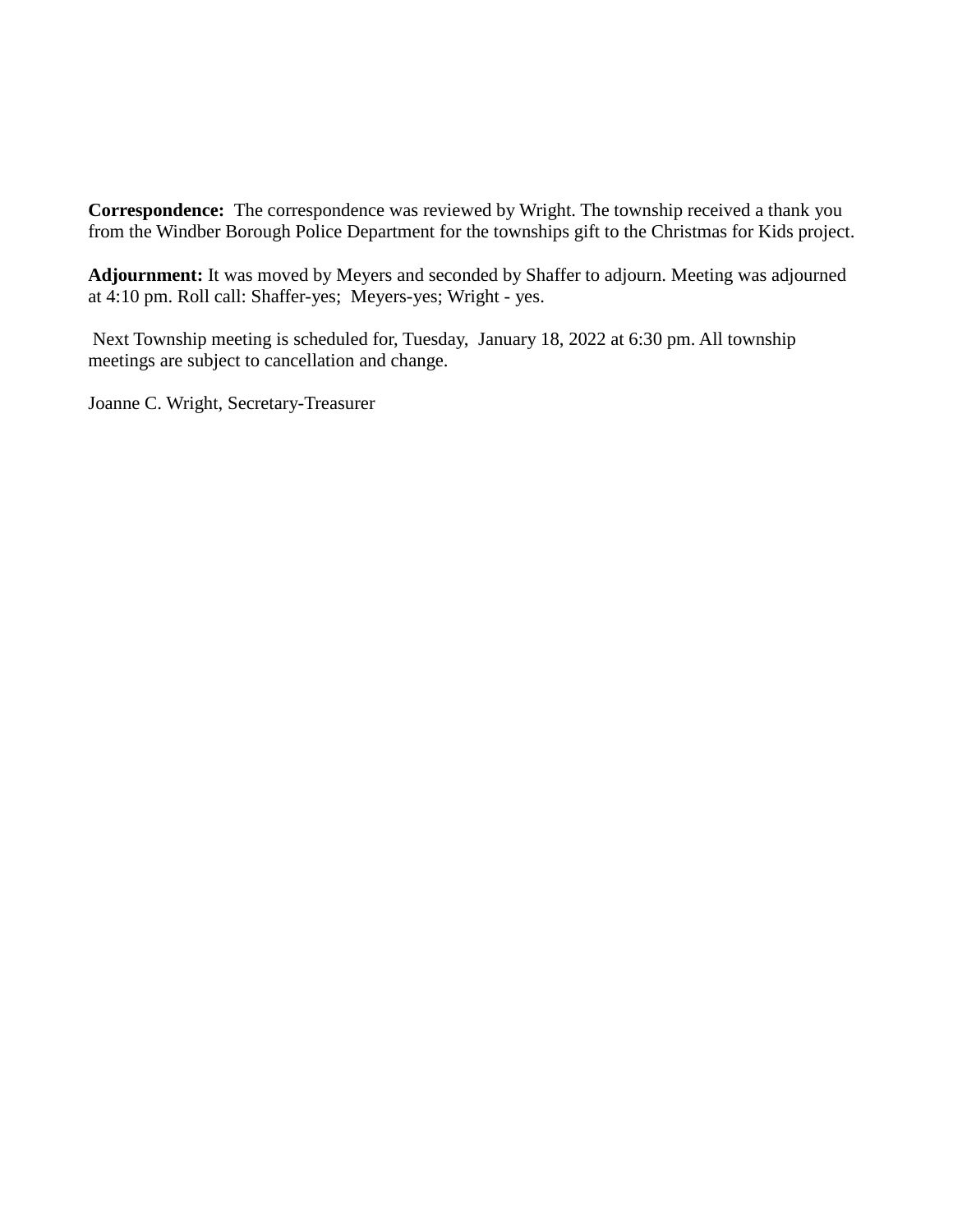**Correspondence:** The correspondence was reviewed by Wright. The township received a thank you from the Windber Borough Police Department for the townships gift to the Christmas for Kids project.

**Adjournment:** It was moved by Meyers and seconded by Shaffer to adjourn. Meeting was adjourned at 4:10 pm. Roll call: Shaffer-yes; Meyers-yes; Wright - yes.

Next Township meeting is scheduled for, Tuesday, January 18, 2022 at 6:30 pm. All township meetings are subject to cancellation and change.

Joanne C. Wright, Secretary-Treasurer